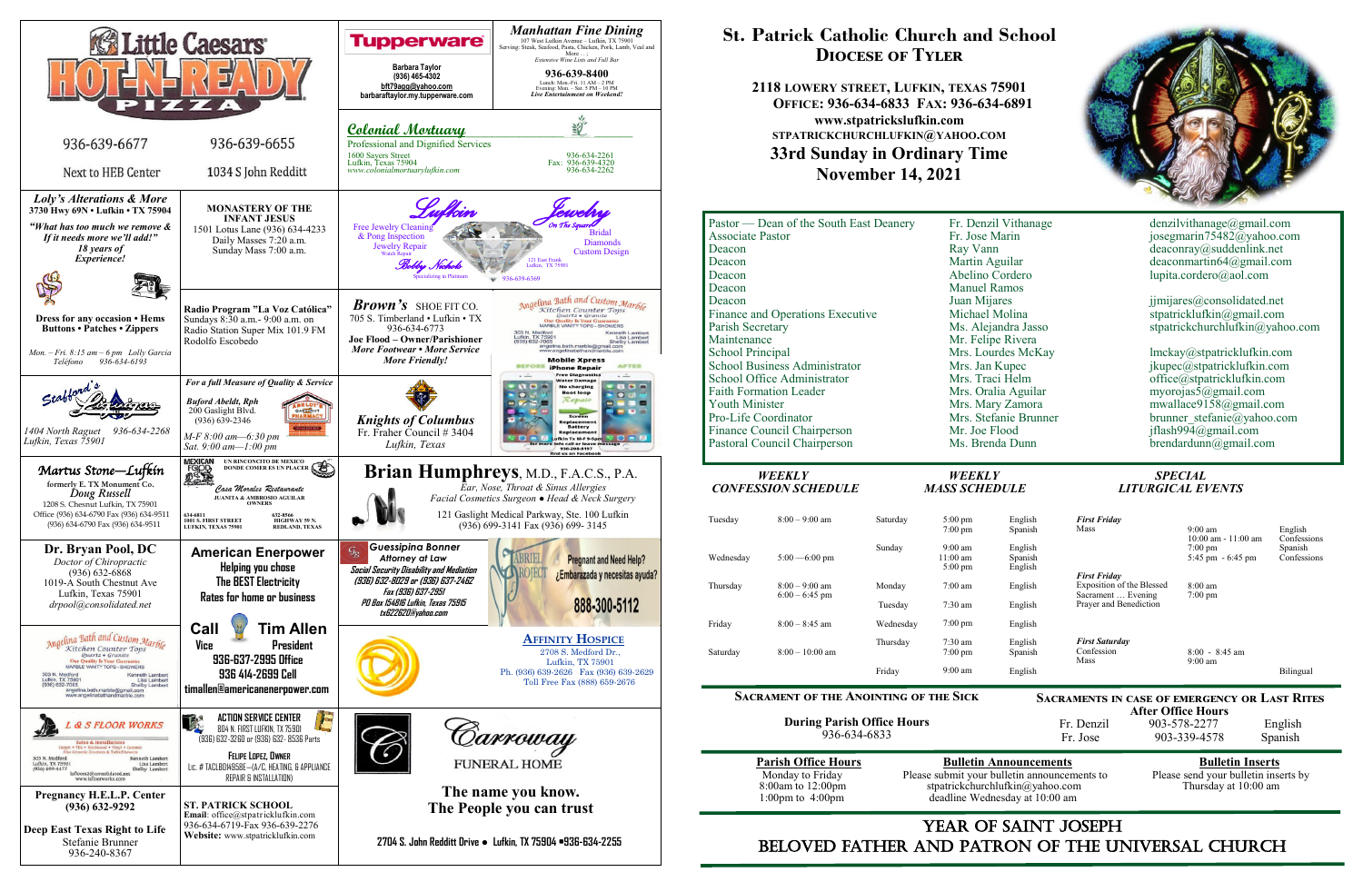# St. Patrick Catholic Church and School

## Diocese of Tyler

**2118 Lowery Street, Lufkin, Texas 75901**
**Office: 936-634-6833 Fax: 936-634-6891**
**www.stpatrickslufkin.com**
**stpatrickchurchlufkin@yahoo.com**

## 33rd Sunday in Ordinary Time
## November 14, 2021

| Position | Name | Email |
|---|---|---|
| Pastor — Dean of the South East Deanery | Fr. Denzil Vithanage | denzilvithanage@gmail.com |
| Associate Pastor | Fr. Jose Marin | josegmarin75482@yahoo.com |
| Deacon | Ray Vann | deaconray@suddenlink.net |
| Deacon | Martin Aguilar | deaconmartin64@gmail.com |
| Deacon | Abelino Cordero | lupita.cordero@aol.com |
| Deacon | Manuel Ramos | |
| Deacon | Juan Mijares | jjmijares@consolidated.net |
| Finance and Operations Executive | Michael Molina | stpatricklufkin@gmail.com |
| Parish Secretary | Ms. Alejandra Jasso | stpatrickchurchlufkin@yahoo.com |
| Maintenance | Mr. Felipe Rivera | |
| School Principal | Mrs. Lourdes McKay | lmckay@stpatricklufkin.com |
| School Business Administrator | Mrs. Jan Kupec | jkupec@stpatricklufkin.com |
| School Office Administrator | Mrs. Traci Helm | office@stpatricklufkin.com |
| Faith Formation Leader | Mrs. Oralia Aguilar | myorojas5@gmail.com |
| Youth Minister | Mrs. Mary Zamora | mwallace9158@gmail.com |
| Pro-Life Coordinator | Mrs. Stefanie Brunner | brunner_stefanie@yahoo.com |
| Finance Council Chairperson | Mr. Joe Flood | jflash994@gmail.com |
| Pastoral Council Chairperson | Ms. Brenda Dunn | brendardunn@gmail.com |

### Weekly Confession Schedule

| Day | Time |
|---|---|
| Tuesday | 8:00 – 9:00 am |
| Wednesday | 5:00 —6:00 pm |
| Thursday | 8:00 – 9:00 am; 6:00 – 6:45 pm |
| Friday | 8:00 – 8:45 am |
| Saturday | 8:00 – 10:00 am |

### Weekly Mass Schedule

| Day | Time | Language |
|---|---|---|
| Saturday | 5:00 pm | English |
| | 7:00 pm | Spanish |
| Sunday | 9:00 am | English |
| | 11:00 am | Spanish |
| | 5:00 pm | English |
| Monday | 7:00 am | English |
| Tuesday | 7:30 am | English |
| Wednesday | 7:00 pm | English |
| Thursday | 7:30 am | English |
| | 7:00 pm | Spanish |
| Friday | 9:00 am | English |

### Special Liturgical Events

| Event | Time | Language |
|---|---|---|
| *First Friday* Mass | 9:00 am | English |
| | 10:00 am - 11:00 am | Confessions |
| | 7:00 pm | Spanish |
| | 5:45 pm - 6:45 pm | Confessions |
| *First Friday* Exposition of the Blessed Sacrament ... Evening Prayer and Benediction | 8:00 am; 7:00 pm | |
| *First Saturday* Confession | 8:00 - 8:45 am | |
| Mass | 9:00 am | Bilingual |

### Sacrament of the Anointing of the Sick

**During Parish Office Hours**
936-634-6833

### Sacraments in Case of Emergency or Last Rites

**After Office Hours**

| Priest | Phone | Language |
|---|---|---|
| Fr. Denzil | 903-578-2277 | English |
| Fr. Jose | 903-339-4578 | Spanish |

**Parish Office Hours**
Monday to Friday
8:00am to 12:00pm
1:00pm to 4:00pm

**Bulletin Announcements**
Please submit your bulletin announcements to stpatrickchurchlufkin@yahoo.com deadline Wednesday at 10:00 am

**Bulletin Inserts**
Please send your bulletin inserts by Thursday at 10:00 am

## Year of Saint Joseph
## Beloved Father and Patron of the Universal Church

---

**Little Caesars Hot-N-Ready Pizza**
936-639-6677 — Next to HEB Center
936-639-6655 — 1034 S John Redditt

**Tupperware**
Barbara Taylor
(936) 465-4302
bft79aga@yahoo.com
barbarataylor.my.tupperware.com

**Manhattan Fine Dining**
107 West Lufkin Avenue – Lufkin, TX 75901
Serving: Steak, Seafood, Pasta, Chicken, Pork, Lamb, Veal and More . . .
*Extensive Wine Lists and Full Bar*
**936-639-8400**
Lunch: Mon.-Fri. 11 AM – 2 PM
Evening: Mon. – Sat. 5 PM – 10 PM
*Live Entertainment on Weekend!*

**Colonial Mortuary**
Professional and Dignified Services
1600 Sayers Street
Lufkin, Texas 75904
www.colonialmortuarylufkin.com
936-634-2261
Fax: 936-639-4320
936-634-2262

**Loly's Alterations & More**
3730 Hwy 69N • Lufkin • TX 75904
*"What has too much we remove & If it needs more we'll add!"*
*18 years of Experience!*
Dress for any occasion • Hems Buttons • Patches • Zippers
Mon. – Fri. 8:15 am – 6 pm Lolly Garcia
Teléfono 936-634-6193

**Monastery of the Infant Jesus**
1501 Lotus Lane (936) 634-4233
Daily Masses 7:20 a.m.
Sunday Mass 7:00 a.m.

**Radio Program "La Voz Católica"**
Sundays 8:30 a.m.- 9:00 a.m. on Radio Station Super Mix 101.9 FM
Rodolfo Escobedo

**Lufkin Jewelry — On The Square**
Free Jewelry Cleaning & Pong Inspection
Jewelry Repair
Watch Repair
Bridal
Diamonds
Custom Design
Bobby Nichols
Specializing in Platinum
121 East Frank, Lufkin, TX 75901
936-639-6369

**Brown's Shoe Fit Co.**
705 S. Timberland • Lufkin • TX
936-634-6773
Joe Flood – Owner/Parishioner
*More Footwear • More Service More Friendly!*

**Angelina Bath and Custom Marble**
Kitchen Counter Tops
Quartz • Granite
Our Quality Is Your Guarantee
Marble Vanity Tops - Showers
303 N. Medford, Lufkin, TX 75901
(936) 632-7065
Kenneth Lambert, Lisa Lambert, Shelby Lambert
angelina.bath.marble@gmail.com
www.angelinabathandmarble.com

**Mobile Xpress iPhone Repair**
Free Diagnostics
Water Damage
No charging
Boot loop
Repair
Screen Replacement
Battery Replacement
Lufkin Tx M-F 9-5pm
For more info call or leave message 936-288-8157
Find us on Facebook

**Stafford's Lufkin Pharmacy**
1404 North Raguet 936-634-2268
Lufkin, Texas 75901

*For a full Measure of Quality & Service*
**Buford Abeldt, Rph**
200 Gaslight Blvd.
(936) 639-2346
*M-F 8:00 am—6:30 pm*
*Sat. 9:00 am—1:00 pm*

**Knights of Columbus**
Fr. Fraher Council # 3404
*Lufkin, Texas*

**Martus Stone—Lufkin**
formerly E. TX Monument Co.
Doug Russell
1208 S. Chesnut Lufkin, TX 75901
Office (936) 634-6790 Fax (936) 634-9511
(936) 634-6790 Fax (936) 634-9511

**Mexican Food — Un Rinconcito de Mexico Donde Comer es un Placer**
Casa Morales Restaurante
Juanita & Ambrosio Aguilar, Owners
634-6811 — 1001 S. First Street, Lufkin, Texas 75901
632-8566 — Highway 59 N, Redland, Texas

**Brian Humphreys, M.D., F.A.C.S., P.A.**
Ear, Nose, Throat & Sinus Allergies
Facial Cosmetics Surgeon • Head & Neck Surgery
121 Gaslight Medical Parkway, Ste. 100 Lufkin
(936) 699-3141 Fax (936) 699- 3145

**Dr. Bryan Pool, DC**
*Doctor of Chiropractic*
(936) 632-6868
1019-A South Chestnut Ave
Lufkin, Texas 75901
*drpool@consolidated.net*

**American Enerpower**
Helping you chose
The BEST Electricity
Rates for home or business
Call Tim Allen
Vice President
936-637-2995 Office
936 414-2699 Cell
timallen@americanenerpower.com

**Guessipina Bonner**
Attorney at Law
Social Security Disability and Mediation
(936) 632-8029 or (936) 637-2462
Fax (936) 637-2951
PO Box 154816 Lufkin, Texas 75915
tx622620@yahoo.com

**Gabriel Project**
Pregnant and Need Help?
¿Embarazada y necesitas ayuda?
888-300-5112

**Affinity Hospice**
2708 S. Medford Dr.,
Lufkin, TX 75901
Ph. (936) 639-2626 Fax (936) 639-2629
Toll Free Fax (888) 659-2676

**Angelina Bath and Custom Marble**
Kitchen Counter Tops
Quartz • Granite
Our Quality Is Your Guarantee
Marble Vanity Tops - Showers
303 N. Medford, Lufkin, TX 75901
(936) 632-7065
Kenneth Lambert, Lisa Lambert, Shelby Lambert
angelina.bath.marble@gmail.com
www.angelinabathandmarble.com

**L & S Floor Works**
Sales & Installations
Carpet • Tile • Hardwood • Vinyl • Ceramic
Also Granite Counters & Table Showers
303 N. Medford, Lufkin, TX 75901
(936) 699-4477
Kenneth Lambert, Lisa Lambert, Shelby Lambert
lsfloors@consolidated.net
www.lsfloorworks.com

**Action Service Center**
804 N. First Lufkin, TX 75901
(936) 632-3260 or (936) 632- 8536 Parts
Felipe Lopez, Owner
Lic. # TACLB049598E—(A/C, Heating, & Appliance Repair & Installation)

**Carroway Funeral Home**
The name you know.
The People you can trust
2704 S. John Redditt Drive • Lufkin, TX 75904 •936-634-2255

**Pregnancy H.E.L.P. Center**
(936) 632-9292

**Deep East Texas Right to Life**
Stefanie Brunner
936-240-8367

**St. Patrick School**
Email: office@stpatricklufkin.com
936-634-6719-Fax 936-639-2276
Website: www.stpatricklufkin.com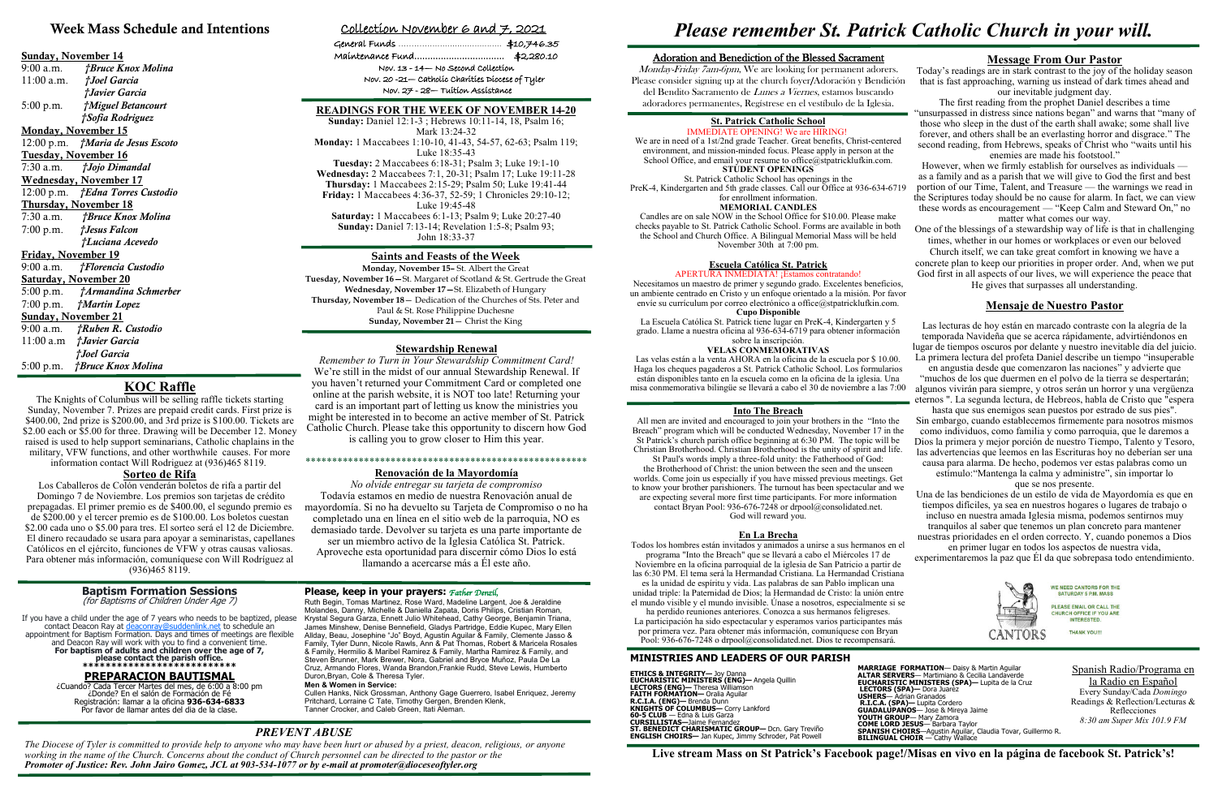# Week Mass Schedule and Intentions

**Sunday, November 14**
9:00 a.m. †Bruce Knox Molina
11:00 a.m. †Joel Garcia
†Javier Garcia
5:00 p.m. †Miguel Betancourt
†Sofia Rodriguez

**Monday, November 15**
12:00 p.m. †Maria de Jesus Escoto

**Tuesday, November 16**
7:30 a.m. †Jojo Dimandal

**Wednesday, November 17**
12:00 p.m. †Edna Torres Custodio

**Thursday, November 18**
7:30 a.m. †Bruce Knox Molina
7:00 p.m. †Jesus Falcon
†Luciana Acevedo

**Friday, November 19**
9:00 a.m. †Florencia Custodio

**Saturday, November 20**
5:00 p.m. †Armandina Schmerber
7:00 p.m. †Martin Lopez

**Sunday, November 21**
9:00 a.m. †Ruben R. Custodio
11:00 a.m †Javier Garcia
†Joel Garcia
5:00 p.m. †Bruce Knox Molina

## KOC Raffle

The Knights of Columbus will be selling raffle tickets starting Sunday, November 7. Prizes are prepaid credit cards. First prize is $400.00, 2nd prize is $200.00, and 3rd prize is $100.00. Tickets are $2.00 each or $5.00 for three. Drawing will be December 12. Money raised is used to help support seminarians, Catholic chaplains in the military, VFW functions, and other worthwhile causes. For more information contact Will Rodriguez at (936)465 8119.

## Sorteo de Rifa

Los Caballeros de Colón venderán boletos de rifa a partir del Domingo 7 de Noviembre. Los premios son tarjetas de crédito prepagadas. El primer premio es de $400.00, el segundo premio es de $200.00 y el tercer premio es de $100.00. Los boletos cuestan $2.00 cada uno o $5.00 para tres. El sorteo será el 12 de Diciembre. El dinero recaudado se usara para apoyar a seminaristas, capellanes Católicos en el ejército, funciones de VFW y otras causas valiosas. Para obtener más información, comuníquese con Will Rodríguez al (936)465 8119.

## Baptism Formation Sessions

*(for Baptisms of Children Under Age 7)*

If you have a child under the age of 7 years who needs to be baptized, please contact Deacon Ray at deaconray@suddenlink.net to schedule an appointment for Baptism Formation. Days and times of meetings are flexible and Deacon Ray will work with you to find a convenient time.

**For baptism of adults and children over the age of 7, please contact the parish office.**

## PREPARACION BAUTISMAL

¿Cuándo? Cada Tercer Martes del mes, de 6:00 a 8:00 pm
¿Donde? En el salón de Formación de Fé
Registración: llamar a la oficina **936-634-6833**
Por favor de llamar antes del día de la clase.

## Collection November 6 and 7, 2021

General Funds .......... $10,746.35
Maintenance Fund.......... $2,280.10

Nov. 13 - 14— No Second Collection
Nov. 20 -21— Catholic Charities Diocese of Tyler
Nov. 27 - 28— Tuition Assistance

## READINGS FOR THE WEEK OF NOVEMBER 14-20

**Sunday:** Daniel 12:1-3 ; Hebrews 10:11-14, 18, Psalm 16; Mark 13:24-32
**Monday:** 1 Maccabees 1:10-10, 41-43, 54-57, 62-63; Psalm 119; Luke 18:35-43
**Tuesday:** 2 Maccabees 6:18-31; Psalm 3; Luke 19:1-10
**Wednesday:** 2 Maccabees 7:1, 20-31; Psalm 17; Luke 19:11-28
**Thursday:** 1 Maccabees 2:15-29; Psalm 50; Luke 19:41-44
**Friday:** 1 Maccabees 4:36-37, 52-59; 1 Chronicles 29:10-12; Luke 19:45-48
**Saturday:** 1 Maccabees 6:1-13; Psalm 9; Luke 20:27-40
**Sunday:** Daniel 7:13-14; Revelation 1:5-8; Psalm 93; John 18:33-37

## Saints and Feasts of the Week

**Monday, November 15–** St. Albert the Great
**Tuesday, November 16**—St. Margaret of Scotland & St. Gertrude the Great
**Wednesday, November 17**—St. Elizabeth of Hungary
**Thursday, November 18**— Dedication of the Churches of Sts. Peter and Paul & St. Rose Philippine Duchesne
**Sunday, November 21**— Christ the King

## Stewardship Renewal

*Remember to Turn in Your Stewardship Commitment Card!*
We're still in the midst of our annual Stewardship Renewal. If you haven't returned your Commitment Card or completed one online at the parish website, it is NOT too late! Returning your card is an important part of letting us know the ministries you might be interested in to become an active member of St. Patrick Catholic Church. Please take this opportunity to discern how God is calling you to grow closer to Him this year.

## Renovación de la Mayordomía

*No olvide entregar su tarjeta de compromiso*
Todavía estamos en medio de nuestra Renovación anual de mayordomía. Si no ha devuelto su Tarjeta de Compromiso o no ha completado una en línea en el sitio web de la parroquia, NO es demasiado tarde. Devolver su tarjeta es una parte importante de ser un miembro activo de la Iglesia Católica St. Patrick. Aproveche esta oportunidad para discernir cómo Dios lo está llamando a acercarse más a Él este año.

## Please, keep in your prayers: *Father Denzil,*

Ruth Begin, Tomas Martinez, Rose Ward, Madeline Largent, Joe & Jeraldine Molandes, Danny, Michelle & Daniella Zapata, Doris Philips, Cristian Roman, Krystal Segura Garza, Ennett Julio Whitehead, Cathy George, Benjamin Triana, James Minshew, Denise Bennefield, Gladys Partridge, Eddie Kupec, Mary Ellen Allday, Beau, Josephine "Jo" Boyd, Agustin Aguilar & Family, Clemente Jasso & Family, Tyler Dunn, Nicole Rawls, Ann & Pat Thomas, Robert & Maricela Rosales & Family, Hermilio & Maribel Ramirez & Family, Martha Ramirez & Family, and Steven Brunner, Mark Brewer, Nora, Gabriel and Bryce Muñoz, Paula De La Cruz, Armando Flores, Wanda Brandon, Frankie Rudd, Steve Lewis, Humberto Duron, Bryan, Cole & Theresa Tyler.

**Men & Women in Service:**
Cullen Hanks, Nick Grossman, Anthony Gage Guerrero, Isabel Enriquez, Jeremy Pritchard, Lorraine C Tate, Timothy Gergen, Brenden Klenk, Tanner Crocker, and Caleb Green, Itati Aleman.

## PREVENT ABUSE

*The Diocese of Tyler is committed to provide help to anyone who may have been hurt or abused by a priest, deacon, religious, or anyone working in the name of the Church. Concerns about the conduct of Church personnel can be directed to the pastor or the* ***Promoter of Justice: Rev. John Jairo Gomez, JCL at 903-534-1077 or by e-mail at promoter@dioceseoftyler.org***

# Please remember St. Patrick Catholic Church in your will.

## Adoration and Benediction of the Blessed Sacrament

*Monday-Friday 7am-6pm,* We are looking for permanent adorers. Please consider signing up at the church foyer/Adoración y Bendición del Bendito Sacramento de *Lunes a Viernes*, estamos buscando adoradores permanentes, Regístrese en el vestíbulo de la Iglesia.

## St. Patrick Catholic School

IMMEDIATE OPENING! We are HIRING!
We are in need of a 1st/2nd grade Teacher. Great benefits, Christ-centered environment, and mission-minded focus. Please apply in person at the School Office, and email your resume to office@stpatricklufkin.com.

**STUDENT OPENINGS**
St. Patrick Catholic School has openings in the PreK-4, Kindergarten and 5th grade classes. Call our Office at 936-634-6719 for enrollment information.

**MEMORIAL CANDLES**
Candles are on sale NOW in the School Office for $10.00. Please make checks payable to St. Patrick Catholic School. Forms are available in both the School and Church Office. A Bilingual Memorial Mass will be held November 30th at 7:00 pm.

## Escuela Católica St. Patrick

APERTURA INMEDIATA! ¡Estamos contratando!
Necesitamos un maestro de primer y segundo grado. Excelentes beneficios, un ambiente centrado en Cristo y un enfoque orientado a la misión. Por favor envíe su currículum por correo electrónico a office@stpatricklufkin.com.

**Cupo Disponible**
La Escuela Católica St. Patrick tiene lugar en PreK-4, Kindergarten y 5 grado. Llame a nuestra oficina al 936-634-6719 para obtener información sobre la inscripción.

**VELAS CONMEMORATIVAS**
Las velas están a la venta AHORA en la oficina de la escuela por $ 10.00. Haga los cheques pagaderos a St. Patrick Catholic School. Los formularios están disponibles tanto en la escuela como en la oficina de la iglesia. Una misa conmemorativa bilingüe se llevará a cabo el 30 de noviembre a las 7:00

## Into The Breach

All men are invited and encouraged to join your brothers in the "Into the Breach" program which will be conducted Wednesday, November 17 in the St Patrick's church parish office beginning at 6:30 PM. The topic will be Christian Brotherhood. Christian Brotherhood is the unity of spirit and life. St Paul's words imply a three-fold unity: the Fatherhood of God: the Brotherhood of Christ: the union between the seen and the unseen worlds. Come join us especially if you have missed previous meetings. Get to know your brother parishioners. The turnout has been spectacular and we are expecting several more first time participants. For more information contact Bryan Pool: 936-676-7248 or drpool@consolidated.net. God will reward you.

## En La Brecha

Todos los hombres están invitados y animados a unirse a sus hermanos en el programa "Into the Breach" que se llevará a cabo el Miércoles 17 de Noviembre en la oficina parroquial de la iglesia de San Patricio a partir de las 6:30 PM. El tema será la Hermandad Cristiana. La Hermandad Cristiana es la unidad de espíritu y vida. Las palabras de san Pablo implican una unidad triple: la Paternidad de Dios; la Hermandad de Cristo: la unión entre el mundo visible y el mundo invisible. Únase a nosotros, especialmente si se ha perdido reuniones anteriores. Conozca a sus hermanos feligreses. La participación ha sido espectacular y esperamos varios participantes más por primera vez. Para obtener más información, comuníquese con Bryan Pool: 936-676-7248 o drpool@consolidated.net. Dios te recompensará.

## Message From Our Pastor

Today's readings are in stark contrast to the joy of the holiday season that is fast approaching, warning us instead of dark times ahead and our inevitable judgment day.

The first reading from the prophet Daniel describes a time "unsurpassed in distress since nations began" and warns that "many of those who sleep in the dust of the earth shall awake; some shall live forever, and others shall be an everlasting horror and disgrace." The second reading, from Hebrews, speaks of Christ who "waits until his enemies are made his footstool."

However, when we firmly establish for ourselves as individuals — as a family and as a parish that we will give to God the first and best portion of our Time, Talent, and Treasure — the warnings we read in the Scriptures today should be no cause for alarm. In fact, we can view these words as encouragement — "Keep Calm and Steward On," no matter what comes our way.

One of the blessings of a stewardship way of life is that in challenging times, whether in our homes or workplaces or even our beloved Church itself, we can take great comfort in knowing we have a concrete plan to keep our priorities in proper order. And, when we put God first in all aspects of our lives, we will experience the peace that He gives that surpasses all understanding.

## Mensaje de Nuestro Pastor

Las lecturas de hoy están en marcado contraste con la alegría de la temporada Navideña que se acerca rápidamente, advirtiéndonos en lugar de tiempos oscuros por delante y nuestro inevitable día del juicio. La primera lectura del profeta Daniel describe un tiempo "insuperable en angustia desde que comenzaron las naciones" y advierte que "muchos de los que duermen en el polvo de la tierra se despertarán; algunos vivirán para siempre, y otros serán un horror y una vergüenza eternos ". La segunda lectura, de Hebreos, habla de Cristo que "espera hasta que sus enemigos sean puestos por estrado de sus pies".

Sin embargo, cuando establecemos firmemente para nosotros mismos como individuos, como familia y como parroquia, que le daremos a Dios la primera y mejor porción de nuestro Tiempo, Talento y Tesoro, las advertencias que leemos en las Escrituras hoy no deberían ser una causa para alarma. De hecho, podemos ver estas palabras como un estímulo:"Mantenga la calma y administre", sin importar lo que se nos presente.

Una de las bendiciones de un estilo de vida de Mayordomía es que en tiempos difíciles, ya sea en nuestros hogares o lugares de trabajo o incluso en nuestra amada Iglesia misma, podemos sentirnos muy tranquilos al saber que tenemos un plan concreto para mantener nuestras prioridades en el orden correcto. Y, cuando ponemos a Dios en primer lugar en todos los aspectos de nuestra vida, experimentaremos la paz que Él da que sobrepasa todo entendimiento.

CANTORS

WE NEED CANTORS FOR THE SATURDAY 5 P.M. MASS
PLEASE EMAIL OR CALL THE CHURCH OFFICE IF YOU ARE INTERESTED.
THANK YOU!!!

## MINISTRIES AND LEADERS OF OUR PARISH

**ETHICS & INTEGRITY—** Joy Danna
**EUCHARISTIC MINISTERS (ENG)—** Angela Quillin
**LECTORS (ENG)—** Theresa Williamson
**FAITH FORMATION—** Oralia Aguilar
**R.C.I.A. (ENG)—** Brenda Dunn
**KNIGHTS OF COLUMBUS—** Corry Lankford
**60-5 CLUB —** Edna & Luis Garza
**CURSILLISTAS—**Jaime Fernandez
**ST. BENEDICT CHARISMATIC GROUP—** Dcn. Gary Treviño
**ENGLISH CHOIRS—** Jan Kupec, Jimmy Schroder, Pat Powell
**MARRIAGE FORMATION**— Daisy & Martin Aguilar
**ALTAR SERVERS**— Martimiano & Cecilia Landaverde
**EUCHARISTIC MINISTERS (SPA)—** Lupita de la Cruz
**LECTORS (SPA)—** Dora Juarez
**USHERS**— Adrian Granados
**R.I.C.A. (SPA)—** Lupita Cordero
**GUADALUPANOS**— Jose & Mireya Jaime
**YOUTH GROUP**— Mary Zamora
**COME LORD JESUS**— Barbara Taylor
**SPANISH CHOIRS**—Agustin Aguilar, Claudia Tovar, Guillermo R.
**BILINGUAL CHOIR** —Cathy Wallace

Spanish Radio/Programa en la Radio en Español
Every Sunday/Cada *Domingo*
Readings & Reflection/Lecturas & Reflecciones
*8:30 am Super Mix 101.9 FM*

**Live stream Mass on St Patrick's Facebook page!/Misas en vivo en la página de facebook St. Patrick's!**